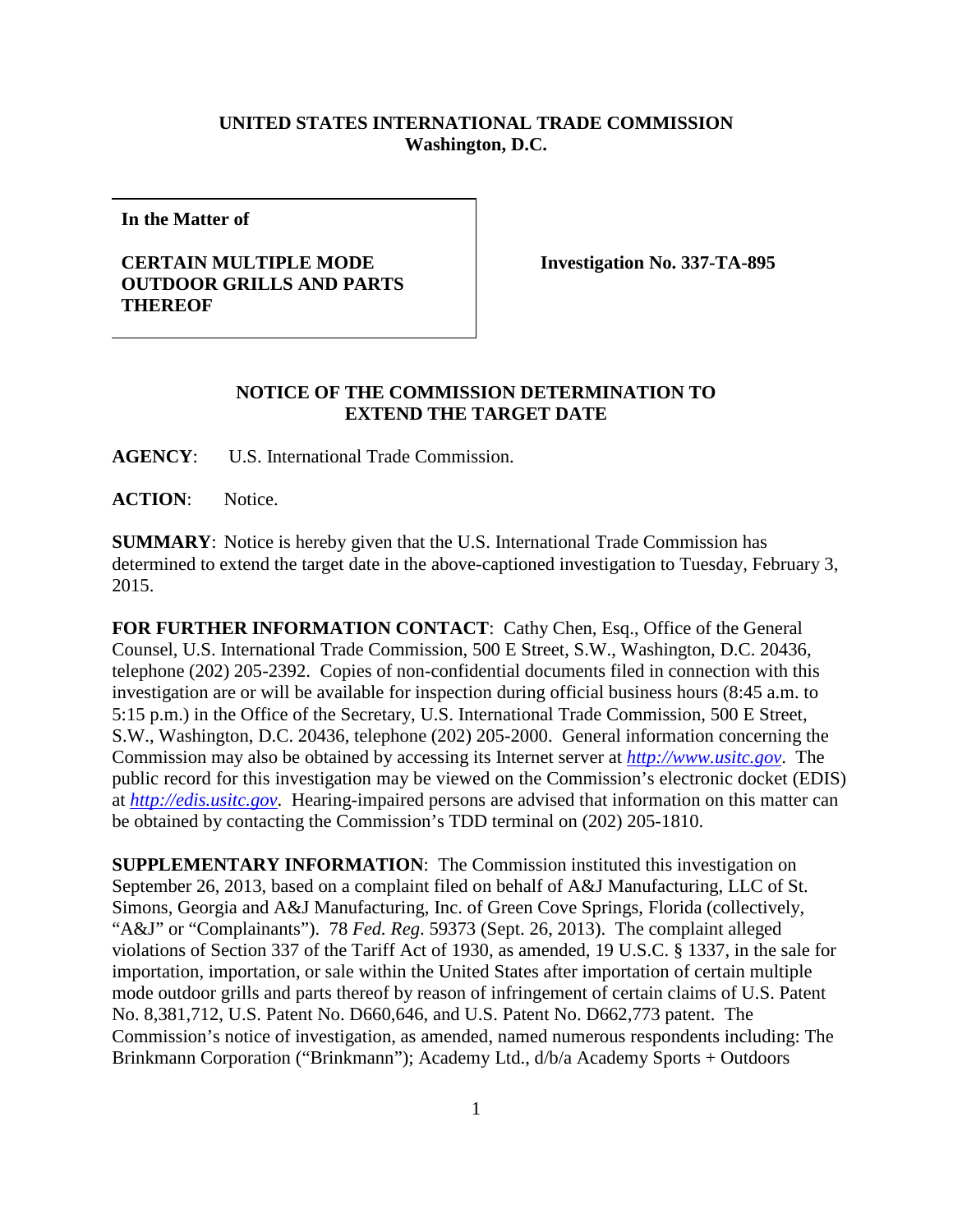**UNITED STATES INTERNATIONAL TRADE COMMISSION**
**Washington, D.C.**

| In the Matter of<br><br>**CERTAIN MULTIPLE MODE OUTDOOR GRILLS AND PARTS THEREOF** | **Investigation No. 337-TA-895** |
|---|---|

**NOTICE OF THE COMMISSION DETERMINATION TO EXTEND THE TARGET DATE**

**AGENCY**: U.S. International Trade Commission.

**ACTION**: Notice.

**SUMMARY**: Notice is hereby given that the U.S. International Trade Commission has determined to extend the target date in the above-captioned investigation to Tuesday, February 3, 2015.

**FOR FURTHER INFORMATION CONTACT**: Cathy Chen, Esq., Office of the General Counsel, U.S. International Trade Commission, 500 E Street, S.W., Washington, D.C. 20436, telephone (202) 205-2392. Copies of non-confidential documents filed in connection with this investigation are or will be available for inspection during official business hours (8:45 a.m. to 5:15 p.m.) in the Office of the Secretary, U.S. International Trade Commission, 500 E Street, S.W., Washington, D.C. 20436, telephone (202) 205-2000. General information concerning the Commission may also be obtained by accessing its Internet server at *http://www.usitc.gov*. The public record for this investigation may be viewed on the Commission's electronic docket (EDIS) at *http://edis.usitc.gov*. Hearing-impaired persons are advised that information on this matter can be obtained by contacting the Commission's TDD terminal on (202) 205-1810.

**SUPPLEMENTARY INFORMATION**: The Commission instituted this investigation on September 26, 2013, based on a complaint filed on behalf of A&J Manufacturing, LLC of St. Simons, Georgia and A&J Manufacturing, Inc. of Green Cove Springs, Florida (collectively, "A&J" or "Complainants"). 78 *Fed. Reg.* 59373 (Sept. 26, 2013). The complaint alleged violations of Section 337 of the Tariff Act of 1930, as amended, 19 U.S.C. § 1337, in the sale for importation, importation, or sale within the United States after importation of certain multiple mode outdoor grills and parts thereof by reason of infringement of certain claims of U.S. Patent No. 8,381,712, U.S. Patent No. D660,646, and U.S. Patent No. D662,773 patent. The Commission's notice of investigation, as amended, named numerous respondents including: The Brinkmann Corporation ("Brinkmann"); Academy Ltd., d/b/a Academy Sports + Outdoors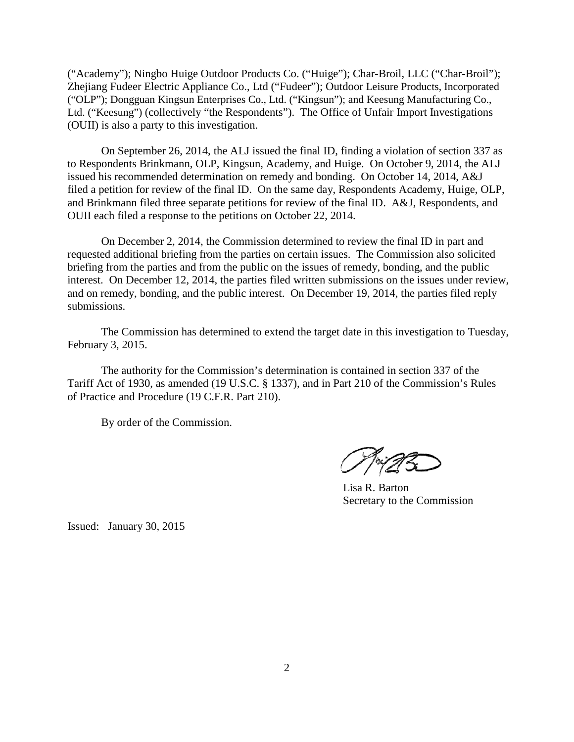("Academy"); Ningbo Huige Outdoor Products Co. ("Huige"); Char-Broil, LLC ("Char-Broil"); Zhejiang Fudeer Electric Appliance Co., Ltd ("Fudeer"); Outdoor Leisure Products, Incorporated ("OLP"); Dongguan Kingsun Enterprises Co., Ltd. ("Kingsun"); and Keesung Manufacturing Co., Ltd. ("Keesung") (collectively "the Respondents"). The Office of Unfair Import Investigations (OUII) is also a party to this investigation.

On September 26, 2014, the ALJ issued the final ID, finding a violation of section 337 as to Respondents Brinkmann, OLP, Kingsun, Academy, and Huige. On October 9, 2014, the ALJ issued his recommended determination on remedy and bonding. On October 14, 2014, A&J filed a petition for review of the final ID. On the same day, Respondents Academy, Huige, OLP, and Brinkmann filed three separate petitions for review of the final ID. A&J, Respondents, and OUII each filed a response to the petitions on October 22, 2014.

On December 2, 2014, the Commission determined to review the final ID in part and requested additional briefing from the parties on certain issues. The Commission also solicited briefing from the parties and from the public on the issues of remedy, bonding, and the public interest. On December 12, 2014, the parties filed written submissions on the issues under review, and on remedy, bonding, and the public interest. On December 19, 2014, the parties filed reply submissions.

The Commission has determined to extend the target date in this investigation to Tuesday, February 3, 2015.

The authority for the Commission's determination is contained in section 337 of the Tariff Act of 1930, as amended (19 U.S.C. § 1337), and in Part 210 of the Commission's Rules of Practice and Procedure (19 C.F.R. Part 210).

By order of the Commission.

Lisa R. Barton
Secretary to the Commission

Issued: January 30, 2015